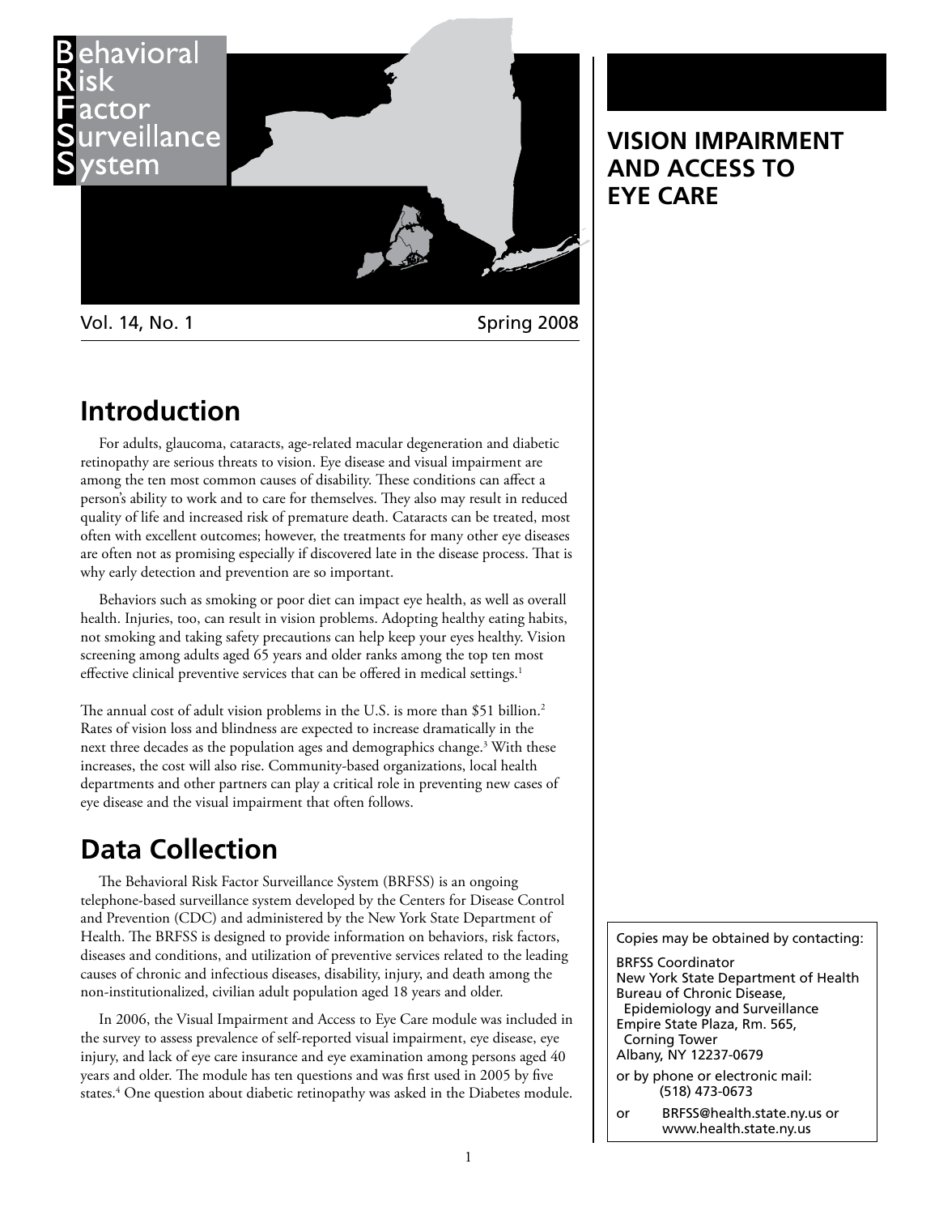Behavioral Risk Factor Surveillance System

Vol. 14, No. 1 Spring 2008

# VISION IMPAIRMENT AND ACCESS TO EYE CARE

## Introduction

For adults, glaucoma, cataracts, age-related macular degeneration and diabetic retinopathy are serious threats to vision. Eye disease and visual impairment are among the ten most common causes of disability. These conditions can affect a person's ability to work and to care for themselves. They also may result in reduced quality of life and increased risk of premature death. Cataracts can be treated, most often with excellent outcomes; however, the treatments for many other eye diseases are often not as promising especially if discovered late in the disease process. That is why early detection and prevention are so important.

Behaviors such as smoking or poor diet can impact eye health, as well as overall health. Injuries, too, can result in vision problems. Adopting healthy eating habits, not smoking and taking safety precautions can help keep your eyes healthy. Vision screening among adults aged 65 years and older ranks among the top ten most effective clinical preventive services that can be offered in medical settings.[1]

The annual cost of adult vision problems in the U.S. is more than $51 billion.[2] Rates of vision loss and blindness are expected to increase dramatically in the next three decades as the population ages and demographics change.[3] With these increases, the cost will also rise. Community-based organizations, local health departments and other partners can play a critical role in preventing new cases of eye disease and the visual impairment that often follows.

## Data Collection

The Behavioral Risk Factor Surveillance System (BRFSS) is an ongoing telephone-based surveillance system developed by the Centers for Disease Control and Prevention (CDC) and administered by the New York State Department of Health. The BRFSS is designed to provide information on behaviors, risk factors, diseases and conditions, and utilization of preventive services related to the leading causes of chronic and infectious diseases, disability, injury, and death among the non-institutionalized, civilian adult population aged 18 years and older.

In 2006, the Visual Impairment and Access to Eye Care module was included in the survey to assess prevalence of self-reported visual impairment, eye disease, eye injury, and lack of eye care insurance and eye examination among persons aged 40 years and older. The module has ten questions and was first used in 2005 by five states.[4] One question about diabetic retinopathy was asked in the Diabetes module.

Copies may be obtained by contacting:

BRFSS Coordinator
New York State Department of Health
Bureau of Chronic Disease, Epidemiology and Surveillance
Empire State Plaza, Rm. 565, Corning Tower
Albany, NY 12237-0679

or by phone or electronic mail:
(518) 473-0673

or BRFSS@health.state.ny.us or www.health.state.ny.us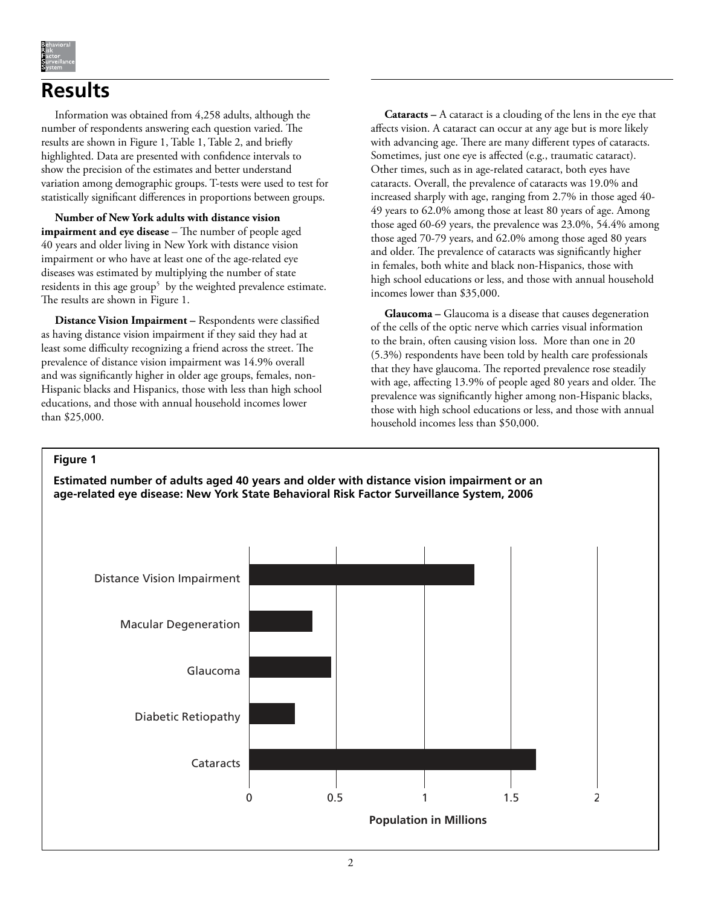# Results

Information was obtained from 4,258 adults, although the number of respondents answering each question varied. The results are shown in Figure 1, Table 1, Table 2, and briefly highlighted. Data are presented with confidence intervals to show the precision of the estimates and better understand variation among demographic groups. T-tests were used to test for statistically significant differences in proportions between groups.

**Number of New York adults with distance vision impairment and eye disease** – The number of people aged 40 years and older living in New York with distance vision impairment or who have at least one of the age-related eye diseases was estimated by multiplying the number of state residents in this age group[5] by the weighted prevalence estimate. The results are shown in Figure 1.

**Distance Vision Impairment –** Respondents were classified as having distance vision impairment if they said they had at least some difficulty recognizing a friend across the street. The prevalence of distance vision impairment was 14.9% overall and was significantly higher in older age groups, females, non-Hispanic blacks and Hispanics, those with less than high school educations, and those with annual household incomes lower than $25,000.

**Cataracts –** A cataract is a clouding of the lens in the eye that affects vision. A cataract can occur at any age but is more likely with advancing age. There are many different types of cataracts. Sometimes, just one eye is affected (e.g., traumatic cataract). Other times, such as in age-related cataract, both eyes have cataracts. Overall, the prevalence of cataracts was 19.0% and increased sharply with age, ranging from 2.7% in those aged 40-49 years to 62.0% among those at least 80 years of age. Among those aged 60-69 years, the prevalence was 23.0%, 54.4% among those aged 70-79 years, and 62.0% among those aged 80 years and older. The prevalence of cataracts was significantly higher in females, both white and black non-Hispanics, those with high school educations or less, and those with annual household incomes lower than $35,000.

**Glaucoma –** Glaucoma is a disease that causes degeneration of the cells of the optic nerve which carries visual information to the brain, often causing vision loss. More than one in 20 (5.3%) respondents have been told by health care professionals that they have glaucoma. The reported prevalence rose steadily with age, affecting 13.9% of people aged 80 years and older. The prevalence was significantly higher among non-Hispanic blacks, those with high school educations or less, and those with annual household incomes less than $50,000.

**Figure 1**

**Estimated number of adults aged 40 years and older with distance vision impairment or an age-related eye disease: New York State Behavioral Risk Factor Surveillance System, 2006**

| Condition | Population in Millions (approx.) |
|---|---|
| Distance Vision Impairment | ~1.29 |
| Macular Degeneration | ~0.36 |
| Glaucoma | ~0.47 |
| Diabetic Retiopathy | ~0.26 |
| Cataracts | ~1.65 |

Population in Millions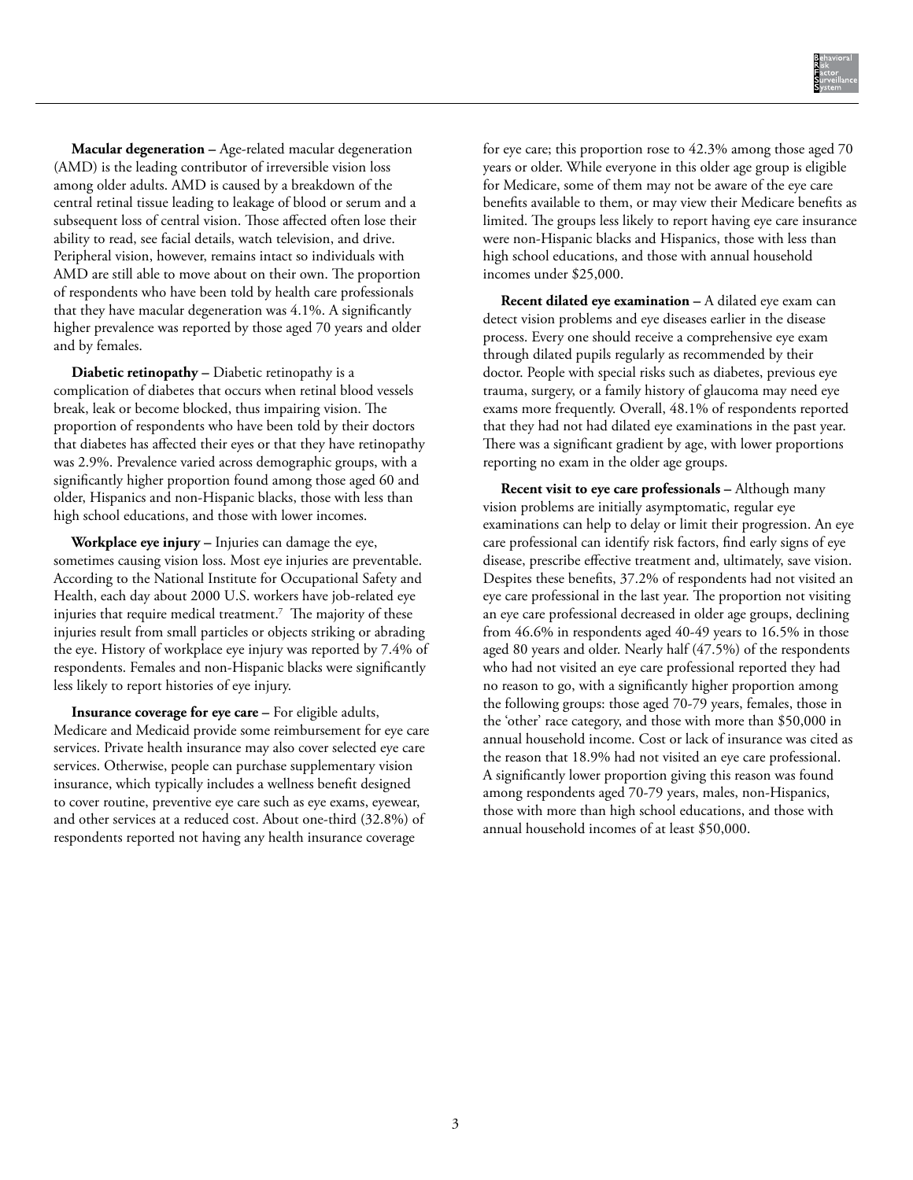**Macular degeneration –** Age-related macular degeneration (AMD) is the leading contributor of irreversible vision loss among older adults. AMD is caused by a breakdown of the central retinal tissue leading to leakage of blood or serum and a subsequent loss of central vision. Those affected often lose their ability to read, see facial details, watch television, and drive. Peripheral vision, however, remains intact so individuals with AMD are still able to move about on their own. The proportion of respondents who have been told by health care professionals that they have macular degeneration was 4.1%. A significantly higher prevalence was reported by those aged 70 years and older and by females.

**Diabetic retinopathy –** Diabetic retinopathy is a complication of diabetes that occurs when retinal blood vessels break, leak or become blocked, thus impairing vision. The proportion of respondents who have been told by their doctors that diabetes has affected their eyes or that they have retinopathy was 2.9%. Prevalence varied across demographic groups, with a significantly higher proportion found among those aged 60 and older, Hispanics and non-Hispanic blacks, those with less than high school educations, and those with lower incomes.

**Workplace eye injury –** Injuries can damage the eye, sometimes causing vision loss. Most eye injuries are preventable. According to the National Institute for Occupational Safety and Health, each day about 2000 U.S. workers have job-related eye injuries that require medical treatment.[7] The majority of these injuries result from small particles or objects striking or abrading the eye. History of workplace eye injury was reported by 7.4% of respondents. Females and non-Hispanic blacks were significantly less likely to report histories of eye injury.

**Insurance coverage for eye care –** For eligible adults, Medicare and Medicaid provide some reimbursement for eye care services. Private health insurance may also cover selected eye care services. Otherwise, people can purchase supplementary vision insurance, which typically includes a wellness benefit designed to cover routine, preventive eye care such as eye exams, eyewear, and other services at a reduced cost. About one-third (32.8%) of respondents reported not having any health insurance coverage for eye care; this proportion rose to 42.3% among those aged 70 years or older. While everyone in this older age group is eligible for Medicare, some of them may not be aware of the eye care benefits available to them, or may view their Medicare benefits as limited. The groups less likely to report having eye care insurance were non-Hispanic blacks and Hispanics, those with less than high school educations, and those with annual household incomes under $25,000.

**Recent dilated eye examination –** A dilated eye exam can detect vision problems and eye diseases earlier in the disease process. Every one should receive a comprehensive eye exam through dilated pupils regularly as recommended by their doctor. People with special risks such as diabetes, previous eye trauma, surgery, or a family history of glaucoma may need eye exams more frequently. Overall, 48.1% of respondents reported that they had not had dilated eye examinations in the past year. There was a significant gradient by age, with lower proportions reporting no exam in the older age groups.

**Recent visit to eye care professionals –** Although many vision problems are initially asymptomatic, regular eye examinations can help to delay or limit their progression. An eye care professional can identify risk factors, find early signs of eye disease, prescribe effective treatment and, ultimately, save vision. Despites these benefits, 37.2% of respondents had not visited an eye care professional in the last year. The proportion not visiting an eye care professional decreased in older age groups, declining from 46.6% in respondents aged 40-49 years to 16.5% in those aged 80 years and older. Nearly half (47.5%) of the respondents who had not visited an eye care professional reported they had no reason to go, with a significantly higher proportion among the following groups: those aged 70-79 years, females, those in the 'other' race category, and those with more than $50,000 in annual household income. Cost or lack of insurance was cited as the reason that 18.9% had not visited an eye care professional. A significantly lower proportion giving this reason was found among respondents aged 70-79 years, males, non-Hispanics, those with more than high school educations, and those with annual household incomes of at least $50,000.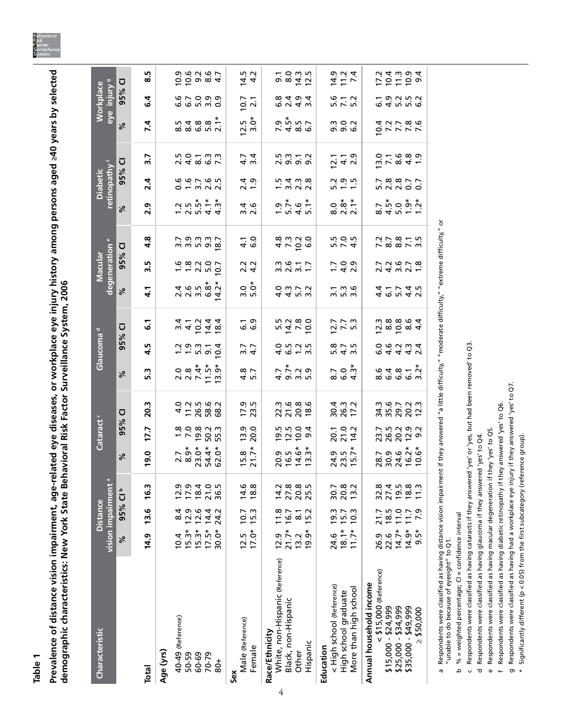# Table 1

**Prevalence of distance vision impairment, age-related eye diseases, or workplace eye injury history among persons aged ≥40 years by selected demographic characteristics: New York State Behavioral Risk Factor Surveillance System, 2006**

| Characteristic | Distance vision impairment [a] | | Cataract [c] | | Glaucoma [d] | | Macular degeneration [e] | | Diabetic retinopathy [f] | | Workplace eye injury [g] | |
|---|---|---|---|---|---|---|---|---|---|---|---|---|
| | % | 95% CI [b] | % | 95% CI | % | 95% CI | % | 95% CI | % | 95% CI | % | 95% CI |
| **Total** | **14.9** | **13.6 16.3** | **19.0** | **17.7 20.3** | **5.3** | **4.5 6.1** | **4.1** | **3.5 4.8** | **2.9** | **2.4 3.7** | **7.4** | **6.4 8.5** |
| **Age (yrs)** | | | | | | | | | | | | |
| 40-49 (Reference) | 10.4 | 8.4 12.9 | 2.7 | 1.8 4.0 | 2.0 | 1.2 3.4 | 2.4 | 1.6 3.7 | 1.2 | 0.6 2.5 | 8.5 | 6.6 10.9 |
| 50-59 | 15.3* | 12.9 17.9 | 8.9* | 7.0 11.2 | 2.8 | 1.9 4.1 | 2.6 | 1.8 3.9 | 2.5 | 1.6 4.0 | 8.4 | 6.7 10.6 |
| 60-69 | 15.3* | 12.6 18.4 | 23.0* | 19.8 26.5 | 7.4* | 5.3 10.2 | 3.5 | 2.2 5.3 | 5.5* | 3.7 8.1 | 6.8 | 5.0 9.2 |
| 70-79 | 17.5* | 14.4 21.0 | 54.4* | 50.2 58.6 | 11.5* | 9.1 14.4 | 6.8* | 5.0 9.3 | 4.1* | 2.6 6.3 | 5.8 | 3.9 8.6 |
| 80+ | 30.0* | 24.2 36.5 | 62.0* | 55.3 68.2 | 13.9* | 10.4 18.4 | 14.2* | 10.7 18.7 | 4.3* | 2.5 7.3 | 2.1* | 0.9 4.7 |
| **Sex** | | | | | | | | | | | | |
| Male (Reference) | 12.5 | 10.7 14.6 | 15.8 | 13.9 17.9 | 4.8 | 3.7 6.1 | 3.0 | 2.2 4.1 | 3.4 | 2.4 4.7 | 12.5 | 10.7 14.5 |
| Female | 17.0* | 15.3 18.8 | 21.7* | 20.0 23.5 | 5.7 | 4.7 6.9 | 5.0* | 4.2 6.0 | 2.6 | 1.9 3.4 | 3.0* | 2.1 4.2 |
| **Race/Ethnicity** | | | | | | | | | | | | |
| White, non-Hispanic (Reference) | 12.9 | 11.8 14.2 | 20.9 | 19.5 22.3 | 4.7 | 4.0 5.5 | 4.0 | 3.3 4.8 | 1.9 | 1.5 2.5 | 7.9 | 6.8 9.1 |
| Black, non-Hispanic | 21.7* | 16.7 27.8 | 16.5 | 12.5 21.6 | 9.7* | 6.5 14.2 | 4.3 | 2.6 7.3 | 5.7* | 3.4 9.3 | 4.5* | 2.4 8.0 |
| Other | 13.2 | 8.1 20.8 | 14.6* | 10.0 20.8 | 3.2 | 1.2 7.8 | 5.7 | 3.1 10.2 | 4.6 | 2.3 9.1 | 8.5 | 4.9 14.3 |
| Hispanic | 19.9* | 15.2 25.5 | 13.3* | 9.4 18.6 | 5.9 | 3.5 10.0 | 3.2 | 1.7 6.0 | 5.1* | 2.8 9.2 | 6.7 | 3.4 12.5 |
| **Education** | | | | | | | | | | | | |
| < High school (Reference) | 24.6 | 19.3 30.7 | 24.9 | 20.1 30.4 | 8.7 | 5.8 12.7 | 3.1 | 1.7 5.5 | 8.0 | 5.2 12.1 | 9.3 | 5.6 14.9 |
| High school graduate | 18.1* | 15.7 20.8 | 23.5 | 21.0 26.3 | 6.0 | 4.7 7.7 | 5.3 | 4.0 7.0 | 2.8* | 1.9 4.1 | 9.0 | 7.1 11.2 |
| More than high school | 11.7* | 10.3 13.2 | 15.7* | 14.2 17.2 | 4.3* | 3.5 5.3 | 3.6 | 2.9 4.5 | 2.1* | 1.5 2.9 | 6.2 | 5.2 7.4 |
| **Annual household income** | | | | | | | | | | | | |
| < $15,000 (Reference) | 26.9 | 21.7 32.8 | 28.7 | 23.7 34.3 | 8.6 | 6.0 12.3 | 4.4 | 2.7 7.2 | 8.7 | 5.7 13.0 | 10.4 | 6.1 17.2 |
| $15,000 - $24,999 | 22.6 | 18.5 27.4 | 30.9 | 26.5 35.6 | 6.4 | 4.6 8.8 | 6.1 | 4.2 8.7 | 4.5* | 2.8 7.1 | 7.2 | 4.9 10.4 |
| $25,000 - $34,999 | 14.7* | 11.0 19.5 | 24.6 | 20.2 29.7 | 6.8 | 4.2 10.8 | 5.7 | 3.6 8.8 | 5.0 | 2.8 8.6 | 7.7 | 5.2 11.3 |
| $35,000 - $49,999 | 14.9* | 11.7 18.8 | 16.2* | 12.9 20.2 | 6.1 | 4.3 8.6 | 4.4 | 2.7 7.1 | 1.9* | 0.7 4.8 | 7.8 | 5.5 10.9 |
| ≥ $50,000 | 9.5* | 7.9 11.3 | 10.6* | 9.2 12.3 | 3.2* | 2.4 4.4 | 2.5 | 1.8 3.5 | 1.2* | 0.7 1.9 | 7.6 | 6.2 9.4 |

a Respondents were classified as having distance vision impairment if they answered "a little difficulty," "moderate difficulty," "extreme difficulty," or "unable to do because of eyesight" to Q1.

b % = weighted percentage; CI = confidence interval

c Respondents were classified as having cataracts if they answered 'yes' or 'yes, but had been removed' to Q3.

d Respondents were classified as having glaucoma if they answered 'yes' to Q4.

e Respondents were classified as having macular degeneration if they 'yes' to Q5.

f Respondents were classified as having diabetic retinopathy if they answered 'yes' to Q6.

g Respondents were classified as having had a workplace eye injury if they answered 'yes' to Q7.

\* Significantly different (p < 0.05) from the first subcategory (reference group).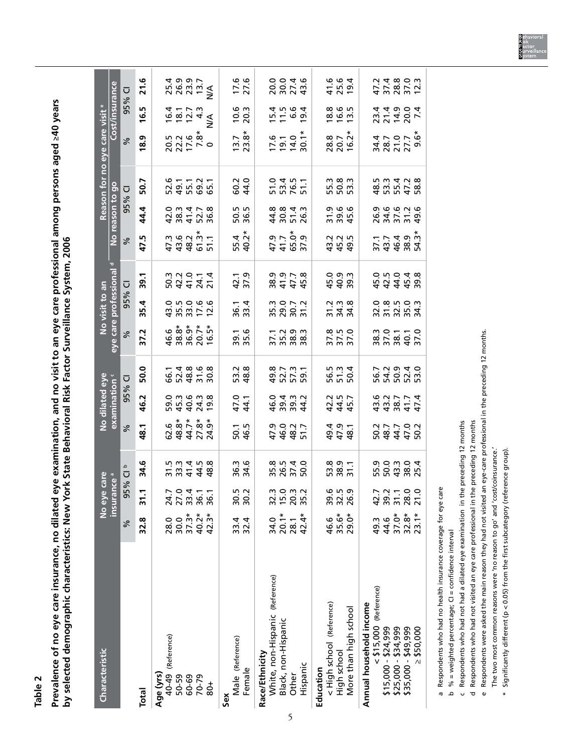## Table 2

**Prevalence of no eye care insurance, no dilated eye examination, and no visit to an eye care professional among persons aged ≥40 years by selected demographic characteristics: New York State Behavioral Risk Factor Surveillance System, 2006**

| Characteristic | No eye care insurance [a] | | | No dilated eye examination [c] | | | No visit to an eye care professional [d] | | | Reason for no eye care visit [e]: No reason to go | | | Reason for no eye care visit [e]: Cost/insurance | | |
|---|---|---|---|---|---|---|---|---|---|---|---|---|---|---|---|
| | % | 95% CI [b] | | % | 95% CI | | % | 95% CI | | % | 95% CI | | % | 95% CI | |
| **Total** | **32.8** | **31.1** | **34.6** | **48.1** | **46.2** | **50.0** | **37.2** | **35.4** | **39.1** | **47.5** | **44.4** | **50.7** | **18.9** | **16.5** | **21.6** |
| **Age (yrs)** | | | | | | | | | | | | | | | |
| 40-49 (Reference) | 28.0 | 24.7 | 31.5 | 62.6 | 59.0 | 66.1 | 46.6 | 43.0 | 50.3 | 47.3 | 42.0 | 52.6 | 20.5 | 16.4 | 25.4 |
| 50-59 | 30.0 | 27.0 | 33.3 | 48.8* | 45.3 | 52.4 | 38.8* | 35.5 | 42.2 | 43.6 | 38.3 | 49.1 | 22.2 | 18.1 | 26.9 |
| 60-69 | 37.3* | 33.4 | 41.4 | 44.7* | 40.6 | 48.8 | 36.9* | 33.0 | 41.0 | 48.2 | 41.4 | 55.1 | 17.6 | 12.7 | 23.9 |
| 70-79 | 40.2* | 36.1 | 44.5 | 27.8* | 24.3 | 31.6 | 20.7* | 17.6 | 24.1 | 61.3* | 52.7 | 69.2 | 7.8* | 4.3 | 13.7 |
| 80+ | 42.3* | 36.1 | 48.8 | 24.9* | 19.8 | 30.8 | 16.5* | 12.6 | 21.4 | 51.1 | 36.8 | 65.1 | 0 | N/A | N/A |
| **Sex** | | | | | | | | | | | | | | | |
| Male (Reference) | 33.4 | 30.5 | 36.3 | 50.1 | 47.0 | 53.2 | 39.1 | 36.1 | 42.1 | 55.4 | 50.5 | 60.2 | 13.7 | 10.6 | 17.6 |
| Female | 32.4 | 30.2 | 34.6 | 46.5 | 44.1 | 48.8 | 35.6 | 33.4 | 37.9 | 40.2* | 36.5 | 44.0 | 23.8* | 20.3 | 27.6 |
| **Race/Ethnicity** | | | | | | | | | | | | | | | |
| White, non-Hispanic (Reference) | 34.0 | 32.3 | 35.8 | 47.9 | 46.0 | 49.8 | 37.1 | 35.3 | 38.9 | 47.9 | 44.8 | 51.0 | 17.6 | 15.4 | 20.0 |
| Black, non-Hispanic | 20.1* | 15.0 | 26.5 | 46.0 | 39.4 | 52.7 | 35.2 | 29.0 | 41.9 | 41.7 | 30.8 | 53.4 | 19.1 | 11.5 | 30.0 |
| Other | 28.1 | 20.3 | 37.4 | 48.2 | 39.3 | 57.3 | 38.9 | 30.7 | 47.7 | 65.0* | 51.4 | 76.5 | 14.0 | 6.6 | 27.4 |
| Hispanic | 42.4* | 35.2 | 50.0 | 51.7 | 44.2 | 59.1 | 38.3 | 31.2 | 45.8 | 37.9 | 26.3 | 51.1 | 30.1* | 19.4 | 43.6 |
| **Education** | | | | | | | | | | | | | | | |
| < High school (Reference) | 46.6 | 39.6 | 53.8 | 49.4 | 42.2 | 56.5 | 37.8 | 31.2 | 45.0 | 43.2 | 31.9 | 55.3 | 28.8 | 18.8 | 41.6 |
| High school | 35.6* | 32.5 | 38.9 | 47.9 | 44.5 | 51.3 | 37.5 | 34.3 | 40.9 | 45.2 | 39.6 | 50.8 | 20.7 | 16.6 | 25.6 |
| More than high school | 29.0* | 26.9 | 31.1 | 48.1 | 45.7 | 50.4 | 37.0 | 34.8 | 39.3 | 49.5 | 45.6 | 53.3 | 16.2* | 13.5 | 19.4 |
| **Annual household income** | | | | | | | | | | | | | | | |
| < $15,000 (Reference) | 49.3 | 42.7 | 55.9 | 50.2 | 43.6 | 56.7 | 38.3 | 32.0 | 45.0 | 37.1 | 26.9 | 48.5 | 34.4 | 23.4 | 47.2 |
| $15,000 - $24,999 | 44.6 | 39.2 | 50.0 | 48.7 | 43.2 | 54.2 | 37.0 | 31.8 | 42.5 | 43.7 | 34.6 | 53.3 | 28.7 | 21.4 | 37.4 |
| $25,000 - $34,999 | 37.0* | 31.1 | 43.3 | 44.7 | 38.7 | 50.9 | 38.1 | 32.5 | 44.0 | 46.4 | 37.6 | 55.4 | 21.0 | 14.9 | 28.8 |
| $35,000 - $49,999 | 32.8* | 28.0 | 38.0 | 47.0 | 41.7 | 52.4 | 40.1 | 35.0 | 45.4 | 38.9 | 31.2 | 47.2 | 27.7 | 20.0 | 37.0 |
| ≥ $50,000 | 23.1* | 21.0 | 25.4 | 50.2 | 47.4 | 53.0 | 37.0 | 34.3 | 39.8 | 54.3* | 49.6 | 58.8 | 9.6* | 7.4 | 12.3 |

a Respondents who had no health insurance coverage for eye care

b % = weighted percentage; CI = confidence interval

c Respondents who had not had a dilated eye examination in the preceding 12 months

d Respondents who had not visited an eye care professional in the preceding 12 months

e Respondents were asked the main reason they had not visited an eye-care professional in the preceding 12 months.
The two most common reasons were 'no reason to go' and 'cost/coinsurance.'

\* Significantly different (p < 0.05) from the first subcategory (reference group).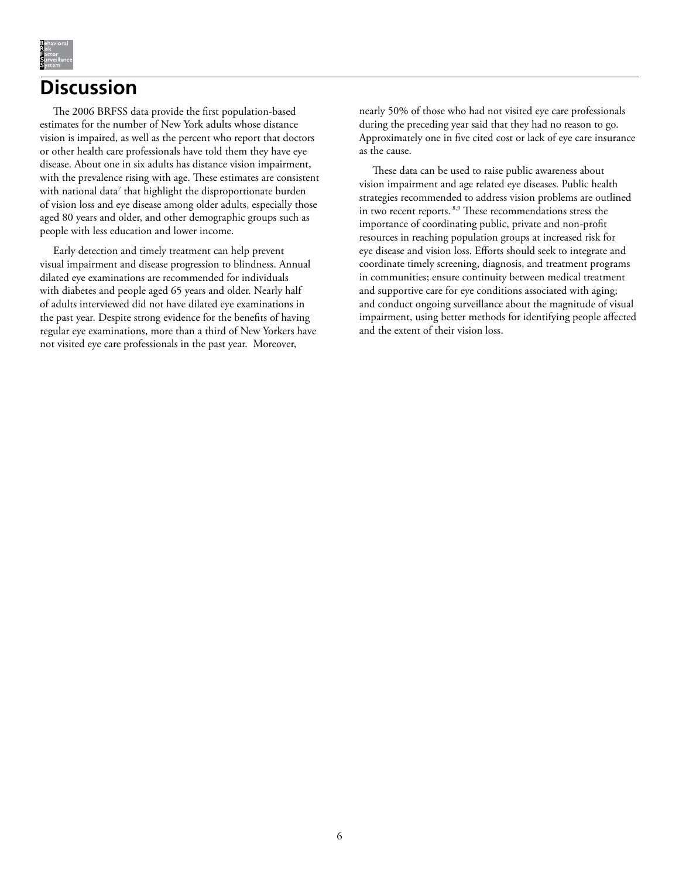# Discussion

The 2006 BRFSS data provide the first population-based estimates for the number of New York adults whose distance vision is impaired, as well as the percent who report that doctors or other health care professionals have told them they have eye disease. About one in six adults has distance vision impairment, with the prevalence rising with age. These estimates are consistent with national data[7] that highlight the disproportionate burden of vision loss and eye disease among older adults, especially those aged 80 years and older, and other demographic groups such as people with less education and lower income.

Early detection and timely treatment can help prevent visual impairment and disease progression to blindness. Annual dilated eye examinations are recommended for individuals with diabetes and people aged 65 years and older. Nearly half of adults interviewed did not have dilated eye examinations in the past year. Despite strong evidence for the benefits of having regular eye examinations, more than a third of New Yorkers have not visited eye care professionals in the past year. Moreover, nearly 50% of those who had not visited eye care professionals during the preceding year said that they had no reason to go. Approximately one in five cited cost or lack of eye care insurance as the cause.

These data can be used to raise public awareness about vision impairment and age related eye diseases. Public health strategies recommended to address vision problems are outlined in two recent reports.[8,9] These recommendations stress the importance of coordinating public, private and non-profit resources in reaching population groups at increased risk for eye disease and vision loss. Efforts should seek to integrate and coordinate timely screening, diagnosis, and treatment programs in communities; ensure continuity between medical treatment and supportive care for eye conditions associated with aging; and conduct ongoing surveillance about the magnitude of visual impairment, using better methods for identifying people affected and the extent of their vision loss.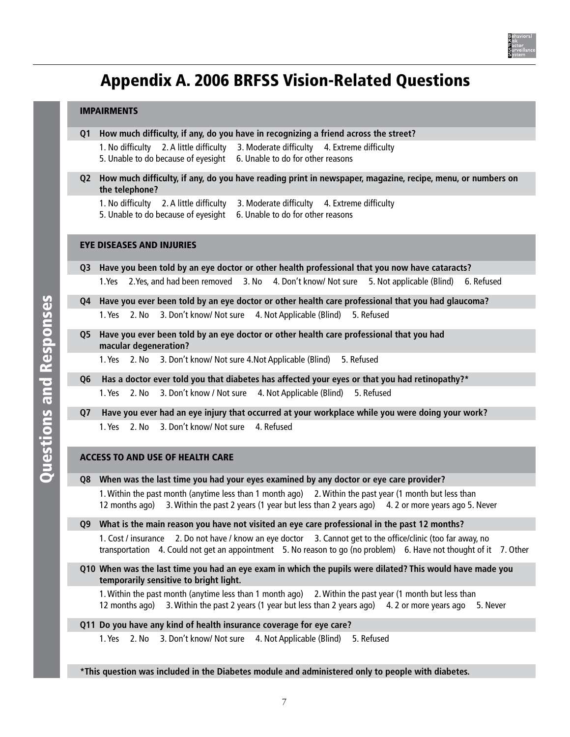# Appendix A. 2006 BRFSS Vision-Related Questions

## IMPAIRMENTS

**Q1 How much difficulty, if any, do you have in recognizing a friend across the street?**

1. No difficulty 2. A little difficulty 3. Moderate difficulty 4. Extreme difficulty
5. Unable to do because of eyesight 6. Unable to do for other reasons

**Q2 How much difficulty, if any, do you have reading print in newspaper, magazine, recipe, menu, or numbers on the telephone?**

1. No difficulty 2. A little difficulty 3. Moderate difficulty 4. Extreme difficulty
5. Unable to do because of eyesight 6. Unable to do for other reasons

## EYE DISEASES AND INJURIES

**Q3 Have you been told by an eye doctor or other health professional that you now have cataracts?**

1.Yes 2.Yes, and had been removed 3. No 4. Don't know/ Not sure 5. Not applicable (Blind) 6. Refused

**Q4 Have you ever been told by an eye doctor or other health care professional that you had glaucoma?**

1. Yes 2. No 3. Don't know/ Not sure 4. Not Applicable (Blind) 5. Refused

**Q5 Have you ever been told by an eye doctor or other health care professional that you had macular degeneration?**

1. Yes 2. No 3. Don't know/ Not sure 4.Not Applicable (Blind) 5. Refused

**Q6 Has a doctor ever told you that diabetes has affected your eyes or that you had retinopathy?***

1. Yes 2. No 3. Don't know / Not sure 4. Not Applicable (Blind) 5. Refused

**Q7 Have you ever had an eye injury that occurred at your workplace while you were doing your work?**

1. Yes 2. No 3. Don't know/ Not sure 4. Refused

## ACCESS TO AND USE OF HEALTH CARE

**Q8 When was the last time you had your eyes examined by any doctor or eye care provider?**

1. Within the past month (anytime less than 1 month ago) 2. Within the past year (1 month but less than 12 months ago) 3. Within the past 2 years (1 year but less than 2 years ago) 4. 2 or more years ago 5. Never

**Q9 What is the main reason you have not visited an eye care professional in the past 12 months?**

1. Cost / insurance 2. Do not have / know an eye doctor 3. Cannot get to the office/clinic (too far away, no transportation 4. Could not get an appointment 5. No reason to go (no problem) 6. Have not thought of it 7. Other

**Q10 When was the last time you had an eye exam in which the pupils were dilated? This would have made you temporarily sensitive to bright light.**

1. Within the past month (anytime less than 1 month ago) 2. Within the past year (1 month but less than 12 months ago) 3. Within the past 2 years (1 year but less than 2 years ago) 4. 2 or more years ago 5. Never

**Q11 Do you have any kind of health insurance coverage for eye care?**

1. Yes 2. No 3. Don't know/ Not sure 4. Not Applicable (Blind) 5. Refused

***This question was included in the Diabetes module and administered only to people with diabetes.**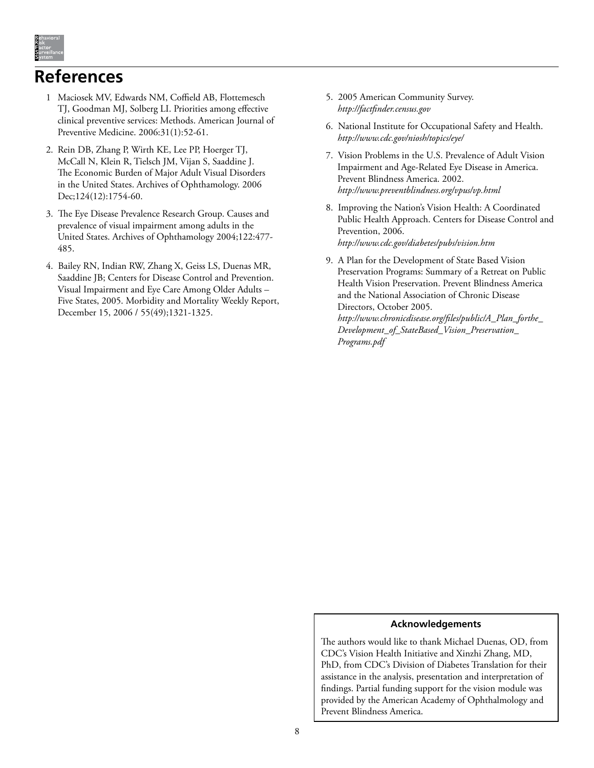# References

1 Maciosek MV, Edwards NM, Coffield AB, Flottemesch TJ, Goodman MJ, Solberg LI. Priorities among effective clinical preventive services: Methods. American Journal of Preventive Medicine. 2006:31(1):52-61.

2. Rein DB, Zhang P, Wirth KE, Lee PP, Hoerger TJ, McCall N, Klein R, Tielsch JM, Vijan S, Saaddine J. The Economic Burden of Major Adult Visual Disorders in the United States. Archives of Ophthamology. 2006 Dec;124(12):1754-60.

3. The Eye Disease Prevalence Research Group. Causes and prevalence of visual impairment among adults in the United States. Archives of Ophthamology 2004;122:477-485.

4. Bailey RN, Indian RW, Zhang X, Geiss LS, Duenas MR, Saaddine JB; Centers for Disease Control and Prevention. Visual Impairment and Eye Care Among Older Adults – Five States, 2005. Morbidity and Mortality Weekly Report, December 15, 2006 / 55(49);1321-1325.

5. 2005 American Community Survey. *http://factfinder.census.gov*

6. National Institute for Occupational Safety and Health. *http://www.cdc.gov/niosh/topics/eye/*

7. Vision Problems in the U.S. Prevalence of Adult Vision Impairment and Age-Related Eye Disease in America. Prevent Blindness America. 2002. *http://www.preventblindness.org/vpus/vp.html*

8. Improving the Nation's Vision Health: A Coordinated Public Health Approach. Centers for Disease Control and Prevention, 2006. *http://www.cdc.gov/diabetes/pubs/vision.htm*

9. A Plan for the Development of State Based Vision Preservation Programs: Summary of a Retreat on Public Health Vision Preservation. Prevent Blindness America and the National Association of Chronic Disease Directors, October 2005. *http://www.chronicdisease.org/files/public/A_Plan_forthe_Development_of_StateBased_Vision_Preservation_Programs.pdf*

**Acknowledgements**

The authors would like to thank Michael Duenas, OD, from CDC's Vision Health Initiative and Xinzhi Zhang, MD, PhD, from CDC's Division of Diabetes Translation for their assistance in the analysis, presentation and interpretation of findings. Partial funding support for the vision module was provided by the American Academy of Ophthalmology and Prevent Blindness America.